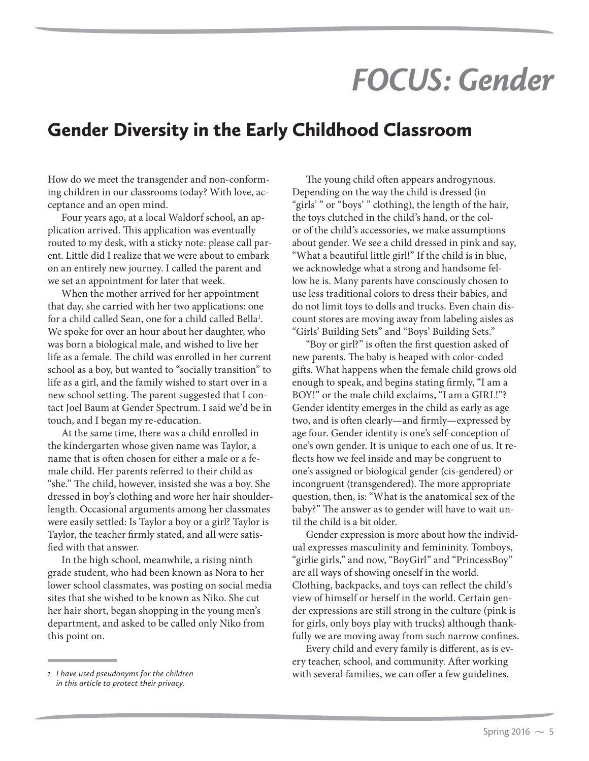# FOCUS: Gender

## Gender Diversity in the Early Childhood Classroom

How do we meet the transgender and non-conforming children in our classrooms today? With love, acceptance and an open mind.

Four years ago, at a local Waldorf school, an application arrived. This application was eventually routed to my desk, with a sticky note: please call parent. Little did I realize that we were about to embark on an entirely new journey. I called the parent and we set an appointment for later that week.

When the mother arrived for her appointment that day, she carried with her two applications: one for a child called Sean, one for a child called Bella[1]. We spoke for over an hour about her daughter, who was born a biological male, and wished to live her life as a female. The child was enrolled in her current school as a boy, but wanted to "socially transition" to life as a girl, and the family wished to start over in a new school setting. The parent suggested that I contact Joel Baum at Gender Spectrum. I said we'd be in touch, and I began my re-education.

At the same time, there was a child enrolled in the kindergarten whose given name was Taylor, a name that is often chosen for either a male or a female child. Her parents referred to their child as "she." The child, however, insisted she was a boy. She dressed in boy's clothing and wore her hair shoulder-length. Occasional arguments among her classmates were easily settled: Is Taylor a boy or a girl? Taylor is Taylor, the teacher firmly stated, and all were satisfied with that answer.

In the high school, meanwhile, a rising ninth grade student, who had been known as Nora to her lower school classmates, was posting on social media sites that she wished to be known as Niko. She cut her hair short, began shopping in the young men's department, and asked to be called only Niko from this point on.

The young child often appears androgynous. Depending on the way the child is dressed (in "girls' " or "boys' " clothing), the length of the hair, the toys clutched in the child's hand, or the color of the child's accessories, we make assumptions about gender. We see a child dressed in pink and say, "What a beautiful little girl!" If the child is in blue, we acknowledge what a strong and handsome fellow he is. Many parents have consciously chosen to use less traditional colors to dress their babies, and do not limit toys to dolls and trucks. Even chain discount stores are moving away from labeling aisles as "Girls' Building Sets" and "Boys' Building Sets."

"Boy or girl?" is often the first question asked of new parents. The baby is heaped with color-coded gifts. What happens when the female child grows old enough to speak, and begins stating firmly, "I am a BOY!" or the male child exclaims, "I am a GIRL!"? Gender identity emerges in the child as early as age two, and is often clearly—and firmly—expressed by age four. Gender identity is one's self-conception of one's own gender. It is unique to each one of us. It reflects how we feel inside and may be congruent to one's assigned or biological gender (cis-gendered) or incongruent (transgendered). The more appropriate question, then, is: "What is the anatomical sex of the baby?" The answer as to gender will have to wait until the child is a bit older.

Gender expression is more about how the individual expresses masculinity and femininity. Tomboys, "girlie girls," and now, "BoyGirl" and "PrincessBoy" are all ways of showing oneself in the world. Clothing, backpacks, and toys can reflect the child's view of himself or herself in the world. Certain gender expressions are still strong in the culture (pink is for girls, only boys play with trucks) although thankfully we are moving away from such narrow confines.

Every child and every family is different, as is every teacher, school, and community. After working with several families, we can offer a few guidelines,

---

*1 I have used pseudonyms for the children in this article to protect their privacy.*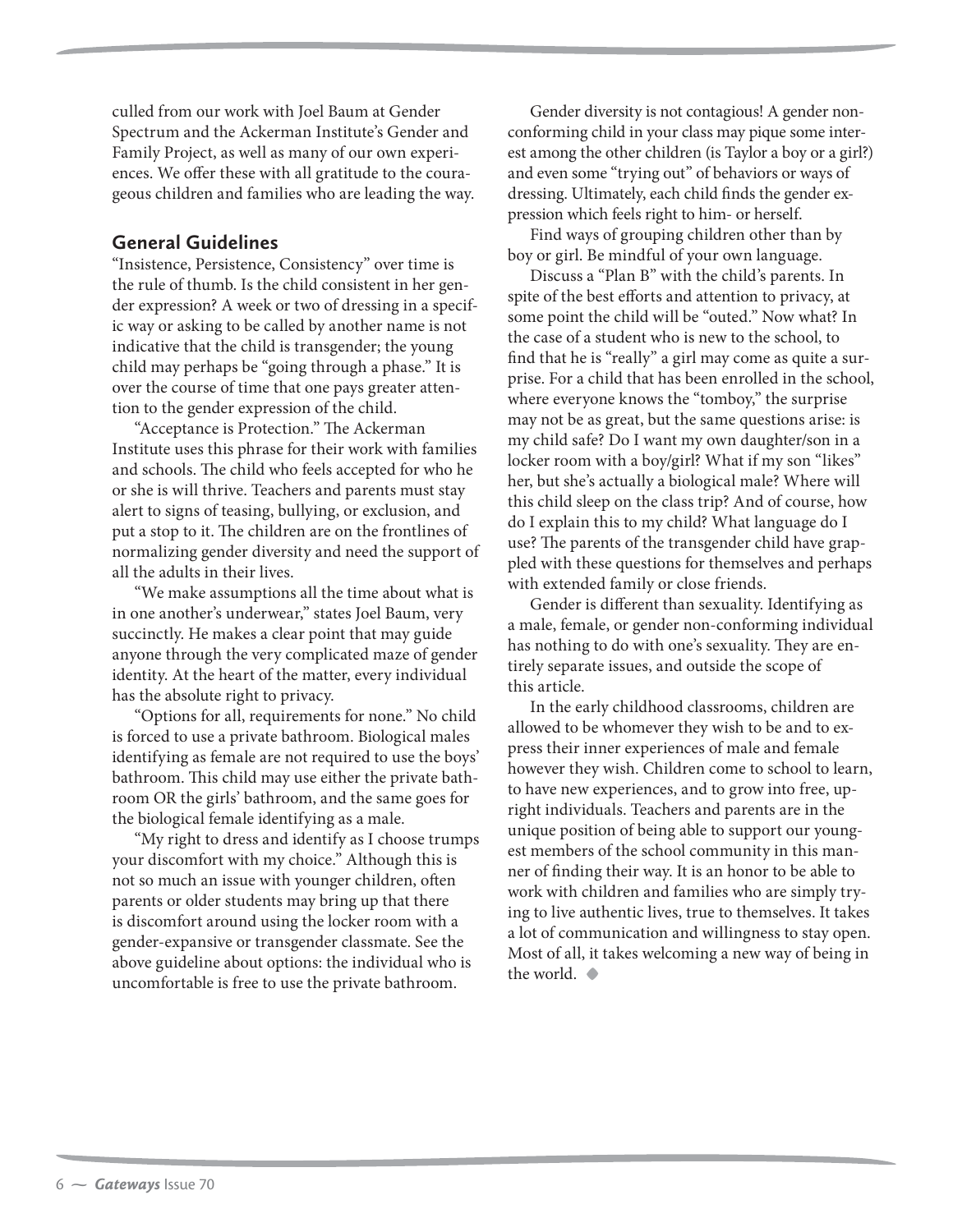culled from our work with Joel Baum at Gender Spectrum and the Ackerman Institute's Gender and Family Project, as well as many of our own experiences. We offer these with all gratitude to the courageous children and families who are leading the way.

## General Guidelines

"Insistence, Persistence, Consistency" over time is the rule of thumb. Is the child consistent in her gender expression? A week or two of dressing in a specific way or asking to be called by another name is not indicative that the child is transgender; the young child may perhaps be "going through a phase." It is over the course of time that one pays greater attention to the gender expression of the child.

"Acceptance is Protection." The Ackerman Institute uses this phrase for their work with families and schools. The child who feels accepted for who he or she is will thrive. Teachers and parents must stay alert to signs of teasing, bullying, or exclusion, and put a stop to it. The children are on the frontlines of normalizing gender diversity and need the support of all the adults in their lives.

"We make assumptions all the time about what is in one another's underwear," states Joel Baum, very succinctly. He makes a clear point that may guide anyone through the very complicated maze of gender identity. At the heart of the matter, every individual has the absolute right to privacy.

"Options for all, requirements for none." No child is forced to use a private bathroom. Biological males identifying as female are not required to use the boys' bathroom. This child may use either the private bathroom OR the girls' bathroom, and the same goes for the biological female identifying as a male.

"My right to dress and identify as I choose trumps your discomfort with my choice." Although this is not so much an issue with younger children, often parents or older students may bring up that there is discomfort around using the locker room with a gender-expansive or transgender classmate. See the above guideline about options: the individual who is uncomfortable is free to use the private bathroom.

Gender diversity is not contagious! A gender non-conforming child in your class may pique some interest among the other children (is Taylor a boy or a girl?) and even some "trying out" of behaviors or ways of dressing. Ultimately, each child finds the gender expression which feels right to him- or herself.

Find ways of grouping children other than by boy or girl. Be mindful of your own language.

Discuss a "Plan B" with the child's parents. In spite of the best efforts and attention to privacy, at some point the child will be "outed." Now what? In the case of a student who is new to the school, to find that he is "really" a girl may come as quite a surprise. For a child that has been enrolled in the school, where everyone knows the "tomboy," the surprise may not be as great, but the same questions arise: is my child safe? Do I want my own daughter/son in a locker room with a boy/girl? What if my son "likes" her, but she's actually a biological male? Where will this child sleep on the class trip? And of course, how do I explain this to my child? What language do I use? The parents of the transgender child have grappled with these questions for themselves and perhaps with extended family or close friends.

Gender is different than sexuality. Identifying as a male, female, or gender non-conforming individual has nothing to do with one's sexuality. They are entirely separate issues, and outside the scope of this article.

In the early childhood classrooms, children are allowed to be whomever they wish to be and to express their inner experiences of male and female however they wish. Children come to school to learn, to have new experiences, and to grow into free, upright individuals. Teachers and parents are in the unique position of being able to support our youngest members of the school community in this manner of finding their way. It is an honor to be able to work with children and families who are simply trying to live authentic lives, true to themselves. It takes a lot of communication and willingness to stay open. Most of all, it takes welcoming a new way of being in the world. ◆